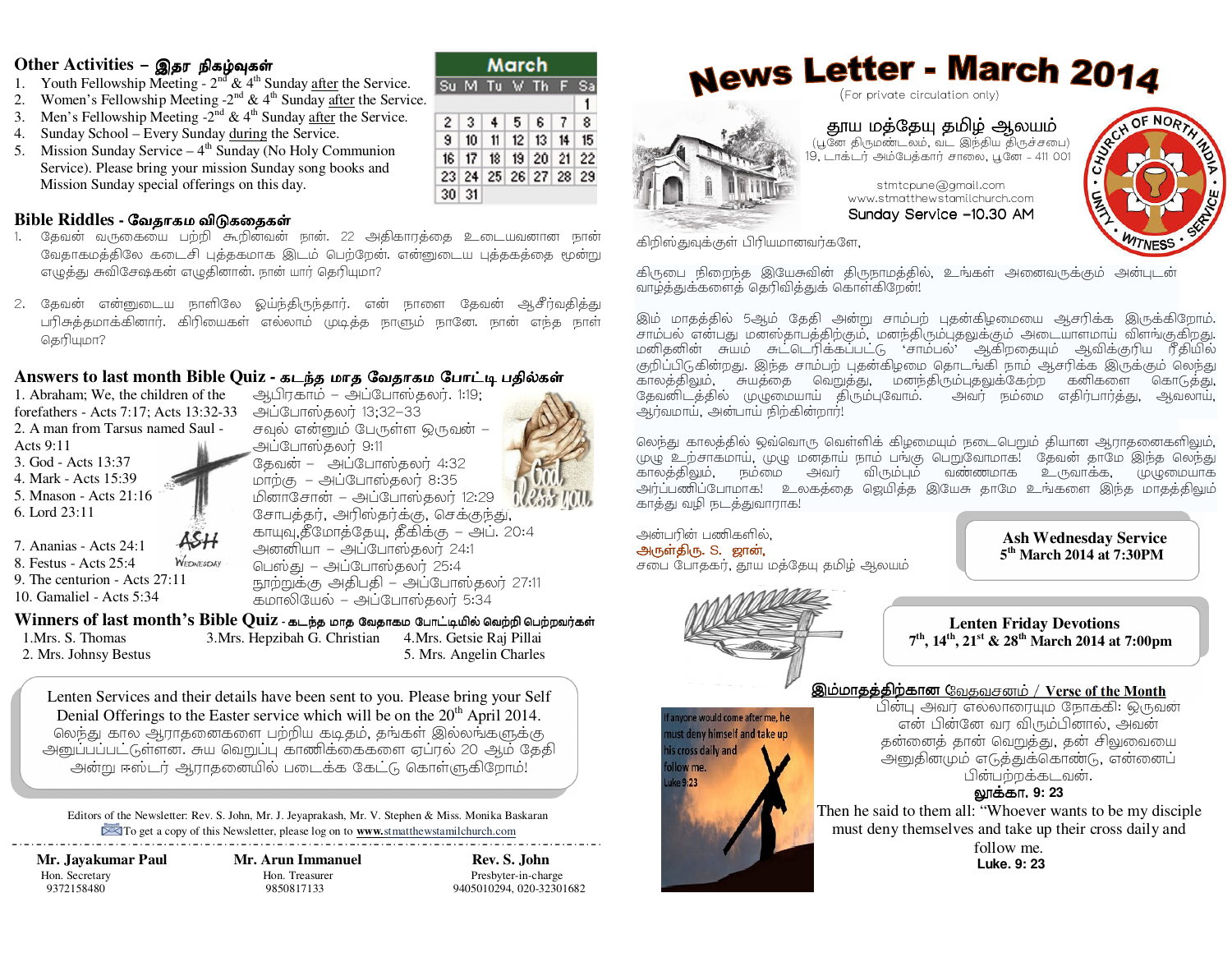# News Letter - March 2014

(For private circulation only)

**தூய மத்தேயு தமிழ் ஆலயம்**
(பூனே திருமண்டலம், வட இந்திய திருச்சபை)
19, டாக்டர் அம்பேத்கார் சாலை, பூனே – 411 001

stmtcpune@gmail.com
www.stmatthewstamilchurch.com
Sunday Service –10.30 AM

CHURCH OF NORTH INDIA · UNITY · WITNESS · SERVICE

## Other Activities – இதர நிகழ்வுகள்

1. Youth Fellowship Meeting - 2nd & 4th Sunday after the Service.
2. Women's Fellowship Meeting -2nd & 4th Sunday after the Service.
3. Men's Fellowship Meeting -2nd & 4th Sunday after the Service.
4. Sunday School – Every Sunday during the Service.
5. Mission Sunday Service – 4th Sunday (No Holy Communion Service). Please bring your mission Sunday song books and Mission Sunday special offerings on this day.

**March**

| Su | M | Tu | W | Th | F | Sa |
|---|---|---|---|---|---|---|
| | | | | | | 1 |
| 2 | 3 | 4 | 5 | 6 | 7 | 8 |
| 9 | 10 | 11 | 12 | 13 | 14 | 15 |
| 16 | 17 | 18 | 19 | 20 | 21 | 22 |
| 23 | 24 | 25 | 26 | 27 | 28 | 29 |
| 30 | 31 | | | | | |

## Bible Riddles - வேதாகம விடுகதைகள்

1. தேவன் வருகையை பற்றி கூறினவன் நான். 22 அதிகாரத்தை உடையவனான நான் வேதாகமத்திலே கடைசி புத்தகமாக இடம் பெற்றேன். என்னுடைய புத்தகத்தை மூன்று எழுத்து சுவிசேஷகன் எழுதினான். நான் யார் தெரியுமா?

2. தேவன் என்னுடைய நாளிலே ஓய்ந்திருந்தார். என் நாளை தேவன் ஆசீர்வதித்து பரிசுத்தமாக்கினார். கிரியைகள் எல்லாம் முடித்த நாளும் நானே. நான் எந்த நாள் தெரியுமா?

## Answers to last month Bible Quiz - கடந்த மாத வேதாகம போட்டி பதில்கள்

| | |
|---|---|
| 1. Abraham; We, the children of the forefathers - Acts 7:17; Acts 13:32-33 | ஆபிரகாம் – அப்போஸ்தலர். 1:19; அப்போஸ்தலர் 13;32–33 |
| 2. A man from Tarsus named Saul - Acts 9:11 | சவுல் என்னும் பேருள்ள ஒருவன் – அப்போஸ்தலர் 9:11 |
| 3. God - Acts 13:37 | தேவன் – அப்போஸ்தலர் 4:32 |
| 4. Mark - Acts 15:39 | மாற்கு – அப்போஸ்தலர் 8:35 |
| 5. Mnason - Acts 21:16 | மினாசோன் – அப்போஸ்தலர் 12:29 |
| 6. Lord 23:11 | சோபத்தர், அரிஸ்தர்க்கு, செக்குந்து, காயு,தீமோத்தேயு, தீகிக்கு – அப். 20:4 |
| 7. Ananias - Acts 24:1 | அனனியா – அப்போஸ்தலர் 24:1 |
| 8. Festus - Acts 25:4 | பெஸ்து – அப்போஸ்தலர் 25:4 |
| 9. The centurion - Acts 27:11 | நூற்றுக்கு அதிபதி – அப்போஸ்தலர் 27:11 |
| 10. Gamaliel - Acts 5:34 | கமாலியேல் – அப்போஸ்தலர் 5:34 |

## Winners of last month's Bible Quiz - கடந்த மாத வேதாகம போட்டியில் வெற்றி பெற்றவர்கள்

1. Mrs. S. Thomas
2. Mrs. Johnsy Bestus
3. Mrs. Hepzibah G. Christian
4. Mrs. Getsie Raj Pillai
5. Mrs. Angelin Charles

Lenten Services and their details have been sent to you. Please bring your Self Denial Offerings to the Easter service which will be on the 20th April 2014.
லெந்து கால ஆராதனைகளை பற்றிய கடிதம், தங்கள் இல்லங்களுக்கு அனுப்பப்பட்டுள்ளன. சுய வெறுப்பு காணிக்கைகளை ஏப்ரல் 20 ஆம் தேதி அன்று ஈஸ்டர் ஆராதனையில் படைக்க கேட்டு கொள்ளுகிறோம்!

கிறிஸ்துவுக்குள் பிரியமானவர்களே,

கிருபை நிறைந்த இயேசுவின் திருநாமத்தில், உங்கள் அனைவருக்கும் அன்புடன் வாழ்த்துக்களைத் தெரிவித்துக் கொள்கிறேன்!

இம் மாதத்தில் 5ஆம் தேதி அன்று சாம்பற் புதன்கிழமையை ஆசரிக்க இருக்கிறோம். சாம்பல் என்பது மனஸ்தாபத்திற்கும், மனந்திரும்புதலுக்கும் அடையாளமாய் விளங்குகிறது. மனிதனின் சுயம் சுட்டெரிக்கப்பட்டு 'சாம்பல்' ஆகிறதையும் ஆவிக்குரிய ரீதியில் குறிப்பிடுகின்றது. இந்த சாம்பற் புதன்கிழமை தொடங்கி நாம் ஆசரிக்க இருக்கும் லெந்து காலத்திலும், சுயத்தை வெறுத்து, மனந்திரும்புதலுக்கேற்ற கனிகளை கொடுத்து, தேவனிடத்தில் முழுமையாய் திரும்புவோம். அவர் நம்மை எதிர்பார்த்து, ஆவலாய், ஆர்வமாய், அன்பாய் நிற்கின்றார்!

லெந்து காலத்தில் ஒவ்வொரு வெள்ளிக் கிழமையும் நடைபெறும் தியான ஆராதனைகளிலும், முழு உற்சாகமாய், முழு மனதாய் நாம் பங்கு பெறுவோமாக! தேவன் தாமே இந்த லெந்து காலத்திலும், நம்மை அவர் விரும்பும் வண்ணமாக உருவாக்க, முழுமையாக அர்ப்பணிப்போமாக! உலகத்தை ஜெயித்த இயேசு தாமே உங்களை இந்த மாதத்திலும் காத்து வழி நடத்துவாராக!

அன்பரின் பணிகளில்,
அருள்திரு. S. ஜான்,
சபை போதகர், தூய மத்தேயு தமிழ் ஆலயம்

**Ash Wednesday Service**
**5th March 2014 at 7:30PM**

**Lenten Friday Devotions**
**7th, 14th, 21st & 28th March 2014 at 7:00pm**

## இம்மாதத்திற்கான வேதவசனம் / Verse of the Month

பின்பு அவர் எல்லாரையும் நோக்கி: ஒருவன் என் பின்னே வர விரும்பினால், அவன் தன்னைத் தான் வெறுத்து, தன் சிலுவையை அனுதினமும் எடுத்துக்கொண்டு, என்னைப் பின்பற்றக்கடவன்.
**லூக்கா. 9: 23**

Then he said to them all: "Whoever wants to be my disciple must deny themselves and take up their cross daily and follow me.
**Luke. 9: 23**

Editors of the Newsletter: Rev. S. John, Mr. J. Jeyaprakash, Mr. V. Stephen & Miss. Monika Baskaran
To get a copy of this Newsletter, please log on to **www.**stmatthewstamilchurch.com

| Mr. Jayakumar Paul | Mr. Arun Immanuel | Rev. S. John |
|---|---|---|
| Hon. Secretary | Hon. Treasurer | Presbyter-in-charge |
| 9372158480 | 9850817133 | 9405010294, 020-32301682 |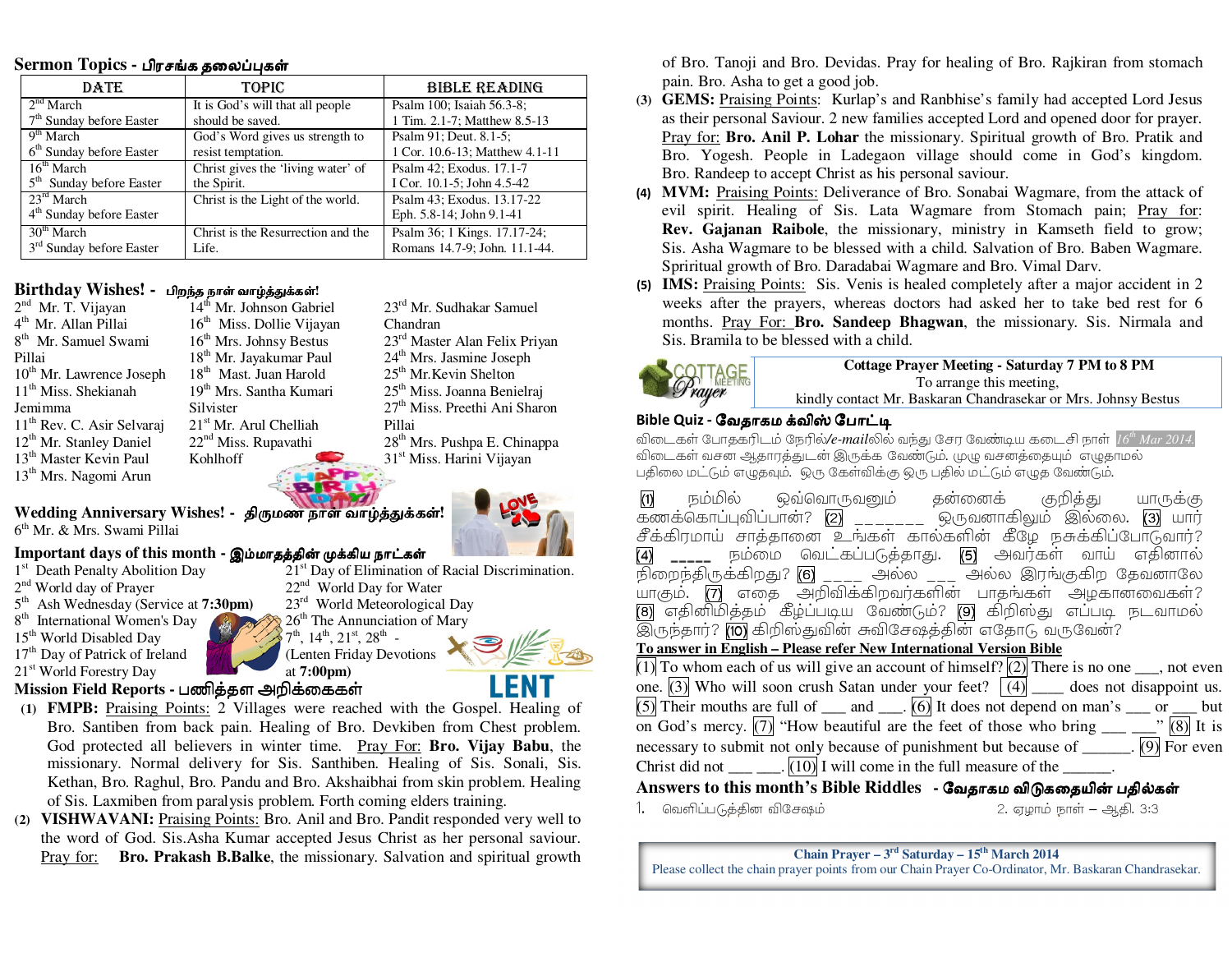## Sermon Topics - பிரசங்க தலைப்புகள்

| DATE | TOPIC | BIBLE READING |
|---|---|---|
| 2nd March<br>7th Sunday before Easter | It is God's will that all people should be saved. | Psalm 100; Isaiah 56.3-8;<br>1 Tim. 2.1-7; Matthew 8.5-13 |
| 9th March<br>6th Sunday before Easter | God's Word gives us strength to resist temptation. | Psalm 91; Deut. 8.1-5;<br>1 Cor. 10.6-13; Matthew 4.1-11 |
| 16th March<br>5th Sunday before Easter | Christ gives the 'living water' of the Spirit. | Psalm 42; Exodus. 17.1-7<br>I Cor. 10.1-5; John 4.5-42 |
| 23rd March<br>4th Sunday before Easter | Christ is the Light of the world. | Psalm 43; Exodus. 13.17-22<br>Eph. 5.8-14; John 9.1-41 |
| 30th March<br>3rd Sunday before Easter | Christ is the Resurrection and the Life. | Psalm 36; 1 Kings. 17.17-24;<br>Romans 14.7-9; John. 11.1-44. |

## Birthday Wishes! - பிறந்த நாள் வாழ்த்துக்கள்!

2nd Mr. T. Vijayan
4th Mr. Allan Pillai
8th Mr. Samuel Swami Pillai
10th Mr. Lawrence Joseph
11th Miss. Shekianah Jemimma
11th Rev. C. Asir Selvaraj
12th Mr. Stanley Daniel
13th Master Kevin Paul
13th Mrs. Nagomi Arun
14th Mr. Johnson Gabriel
16th Miss. Dollie Vijayan
16th Mrs. Johnsy Bestus
18th Mr. Jayakumar Paul
18th Mast. Juan Harold
19th Mrs. Santha Kumari Silvister
21st Mr. Arul Chelliah
22nd Miss. Rupavathi Kohlhoff
23rd Mr. Sudhakar Samuel Chandran
23rd Master Alan Felix Priyan
24th Mrs. Jasmine Joseph
25th Mr.Kevin Shelton
25th Miss. Joanna Benielraj
27th Miss. Preethi Ani Sharon Pillai
28th Mrs. Pushpa E. Chinappa
31st Miss. Harini Vijayan

## Wedding Anniversary Wishes! - திருமண நாள் வாழ்த்துக்கள்!

6th Mr. & Mrs. Swami Pillai

## Important days of this month - இம்மாதத்தின் முக்கிய நாட்கள்

1st Death Penalty Abolition Day
2nd World day of Prayer
5th Ash Wednesday (Service at **7:30pm**)
8th International Women's Day
15th World Disabled Day
17th Day of Patrick of Ireland
21st World Forestry Day
21st Day of Elimination of Racial Discrimination.
22nd World Day for Water
23rd World Meteorological Day
26th The Annunciation of Mary
7th, 14th, 21st, 28th - (Lenten Friday Devotions at 7:00pm)

LENT

## Mission Field Reports - பணித்தள அறிக்கைகள்

**(1) FMPB:** Praising Points: 2 Villages were reached with the Gospel. Healing of Bro. Santiben from back pain. Healing of Bro. Devkiben from Chest problem. God protected all believers in winter time. Pray For: **Bro. Vijay Babu**, the missionary. Normal delivery for Sis. Santhiben. Healing of Sis. Sonali, Sis. Kethan, Bro. Raghul, Bro. Pandu and Bro. Akshaibhai from skin problem. Healing of Sis. Laxmiben from paralysis problem. Forth coming elders training.

**(2) VISHWAVANI:** Praising Points: Bro. Anil and Bro. Pandit responded very well to the word of God. Sis.Asha Kumar accepted Jesus Christ as her personal saviour. Pray for: **Bro. Prakash B.Balke**, the missionary. Salvation and spiritual growth of Bro. Tanoji and Bro. Devidas. Pray for healing of Bro. Rajkiran from stomach pain. Bro. Asha to get a good job.

**(3) GEMS:** Praising Points: Kurlap's and Ranbhise's family had accepted Lord Jesus as their personal Saviour. 2 new families accepted Lord and opened door for prayer. Pray for: **Bro. Anil P. Lohar** the missionary. Spiritual growth of Bro. Pratik and Bro. Yogesh. People in Ladegaon village should come in God's kingdom. Bro. Randeep to accept Christ as his personal saviour.

**(4) MVM:** Praising Points: Deliverance of Bro. Sonabai Wagmare, from the attack of evil spirit. Healing of Sis. Lata Wagmare from Stomach pain; Pray for: **Rev. Gajanan Raibole**, the missionary, ministry in Kamseth field to grow; Sis. Asha Wagmare to be blessed with a child. Salvation of Bro. Baben Wagmare. Sprritual growth of Bro. Daradabai Wagmare and Bro. Vimal Darv.

**(5) IMS:** Praising Points: Sis. Venis is healed completely after a major accident in 2 weeks after the prayers, whereas doctors had asked her to take bed rest for 6 months. Pray For: **Bro. Sandeep Bhagwan**, the missionary. Sis. Nirmala and Sis. Bramila to be blessed with a child.

**Cottage Prayer Meeting - Saturday 7 PM to 8 PM**
To arrange this meeting,
kindly contact Mr. Baskaran Chandrasekar or Mrs. Johnsy Bestus

## Bible Quiz - வேதாகம க்விஸ் போட்டி

விடைகள் போதகரிடம் நேரில்/e-mailலில் வந்து சேர வேண்டிய கடைசி நாள் *16th Mar 2014.* விடைகள் வசன ஆதாரத்துடன் இருக்க வேண்டும். முழு வசனத்தையும் எழுதாமல் பதிலை மட்டும் எழுதவும். ஒரு கேள்விக்கு ஒரு பதில் மட்டும் எழுத வேண்டும்.

(1) நம்மில் ஒவ்வொருவனும் தன்னைக் குறித்து யாருக்கு கணக்கொப்புவிப்பான்? (2) _______ ஒருவனாகிலும் இல்லை. (3) யார் சீக்கிரமாய் சாத்தானை உங்கள் கால்களின் கீழே நசுக்கிப்போடுவார்? (4) _____ நம்மை வெட்கப்படுத்தாது. (5) அவர்கள் வாய் எதினால் நிறைந்திருக்கிறது? (6) ____ அல்ல ___ அல்ல இரங்குகிற தேவனாலே யாகும். (7) எதை அறிவிக்கிறவர்களின் பாதங்கள் அழகானவைகள்? (8) எதினிமித்தம் கீழ்ப்படிய வேண்டும்? (9) கிறிஸ்து எப்படி நடவாமல் இருந்தார்? (10) கிறிஸ்துவின் சுவிசேஷத்தின் எதோடு வருவேன்?

**To answer in English – Please refer New International Version Bible**

(1) To whom each of us will give an account of himself? (2) There is no one ___, not even one. (3) Who will soon crush Satan under your feet? (4) ____ does not disappoint us. (5) Their mouths are full of ___ and ___. (6) It does not depend on man's ___ or ___ but on God's mercy. (7) "How beautiful are the feet of those who bring ___ ___" (8) It is necessary to submit not only because of punishment but because of ______. (9) For even Christ did not ___ ___. (10) I will come in the full measure of the ______.

## Answers to this month's Bible Riddles - வேதாகம விடுகதையின் பதில்கள்

1. வெளிப்படுத்தின விசேஷம்
2. ஏழாம் நாள் – ஆதி. 3:3

**Chain Prayer – 3rd Saturday – 15th March 2014**
Please collect the chain prayer points from our Chain Prayer Co-Ordinator, Mr. Baskaran Chandrasekar.